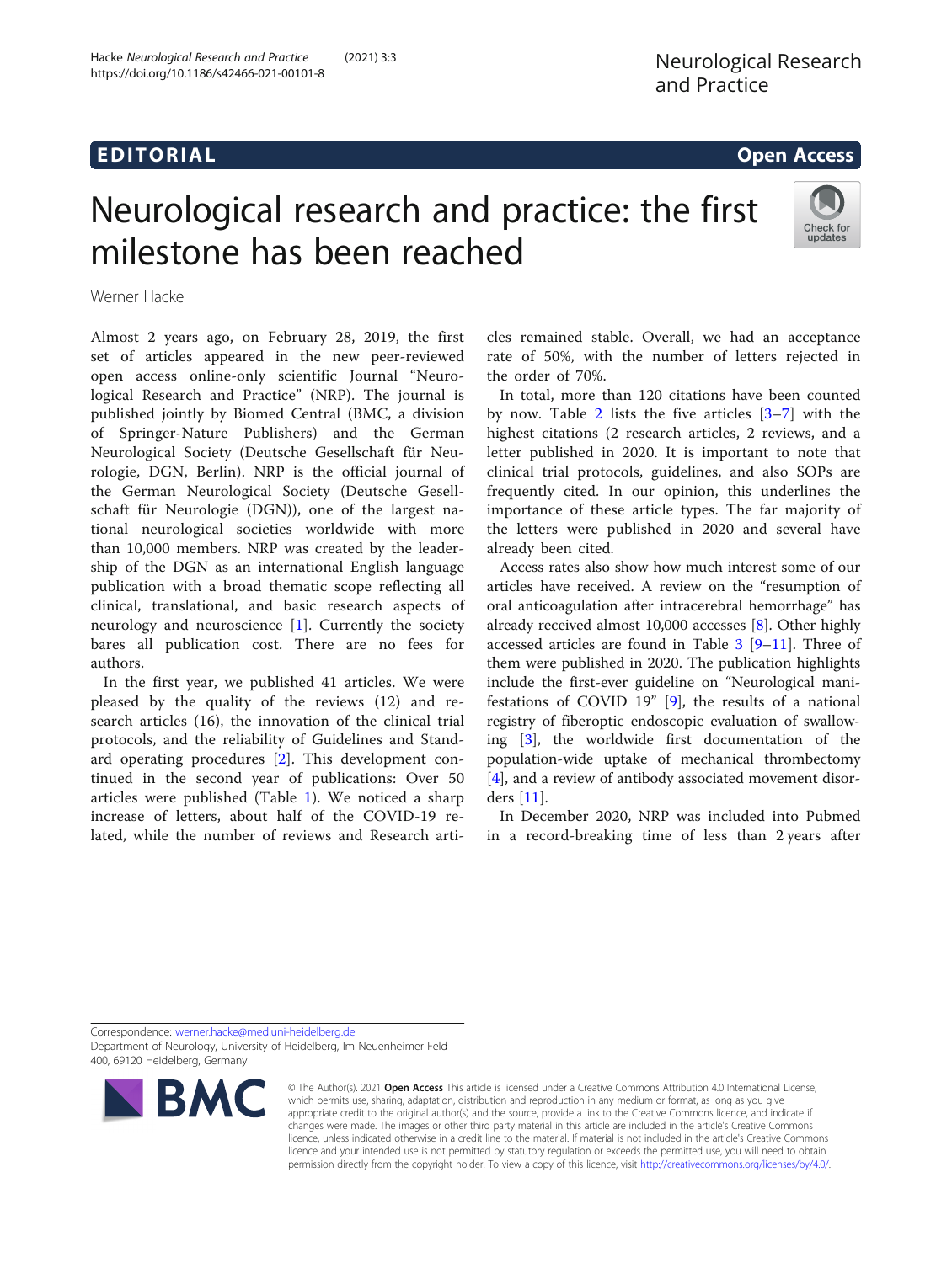EDITORIAL

Open Access

# Neurological research and practice: the first milestone has been reached

Werner Hacke

Almost 2 years ago, on February 28, 2019, the first set of articles appeared in the new peer-reviewed open access online-only scientific Journal "Neurological Research and Practice" (NRP). The journal is published jointly by Biomed Central (BMC, a division of Springer-Nature Publishers) and the German Neurological Society (Deutsche Gesellschaft für Neurologie, DGN, Berlin). NRP is the official journal of the German Neurological Society (Deutsche Gesellschaft für Neurologie (DGN)), one of the largest national neurological societies worldwide with more than 10,000 members. NRP was created by the leadership of the DGN as an international English language publication with a broad thematic scope reflecting all clinical, translational, and basic research aspects of neurology and neuroscience [1]. Currently the society bares all publication cost. There are no fees for authors.

In the first year, we published 41 articles. We were pleased by the quality of the reviews (12) and research articles (16), the innovation of the clinical trial protocols, and the reliability of Guidelines and Standard operating procedures [2]. This development continued in the second year of publications: Over 50 articles were published (Table 1). We noticed a sharp increase of letters, about half of the COVID-19 related, while the number of reviews and Research articles remained stable. Overall, we had an acceptance rate of 50%, with the number of letters rejected in the order of 70%.

In total, more than 120 citations have been counted by now. Table 2 lists the five articles [3–7] with the highest citations (2 research articles, 2 reviews, and a letter published in 2020. It is important to note that clinical trial protocols, guidelines, and also SOPs are frequently cited. In our opinion, this underlines the importance of these article types. The far majority of the letters were published in 2020 and several have already been cited.

Access rates also show how much interest some of our articles have received. A review on the "resumption of oral anticoagulation after intracerebral hemorrhage" has already received almost 10,000 accesses [8]. Other highly accessed articles are found in Table 3 [9–11]. Three of them were published in 2020. The publication highlights include the first-ever guideline on "Neurological manifestations of COVID 19" [9], the results of a national registry of fiberoptic endoscopic evaluation of swallowing [3], the worldwide first documentation of the population-wide uptake of mechanical thrombectomy [4], and a review of antibody associated movement disorders [11].

In December 2020, NRP was included into Pubmed in a record-breaking time of less than 2 years after

Correspondence: werner.hacke@med.uni-heidelberg.de
Department of Neurology, University of Heidelberg, Im Neuenheimer Feld 400, 69120 Heidelberg, Germany

© The Author(s). 2021 **Open Access** This article is licensed under a Creative Commons Attribution 4.0 International License, which permits use, sharing, adaptation, distribution and reproduction in any medium or format, as long as you give appropriate credit to the original author(s) and the source, provide a link to the Creative Commons licence, and indicate if changes were made. The images or other third party material in this article are included in the article's Creative Commons licence, unless indicated otherwise in a credit line to the material. If material is not included in the article's Creative Commons licence and your intended use is not permitted by statutory regulation or exceeds the permitted use, you will need to obtain permission directly from the copyright holder. To view a copy of this licence, visit http://creativecommons.org/licenses/by/4.0/.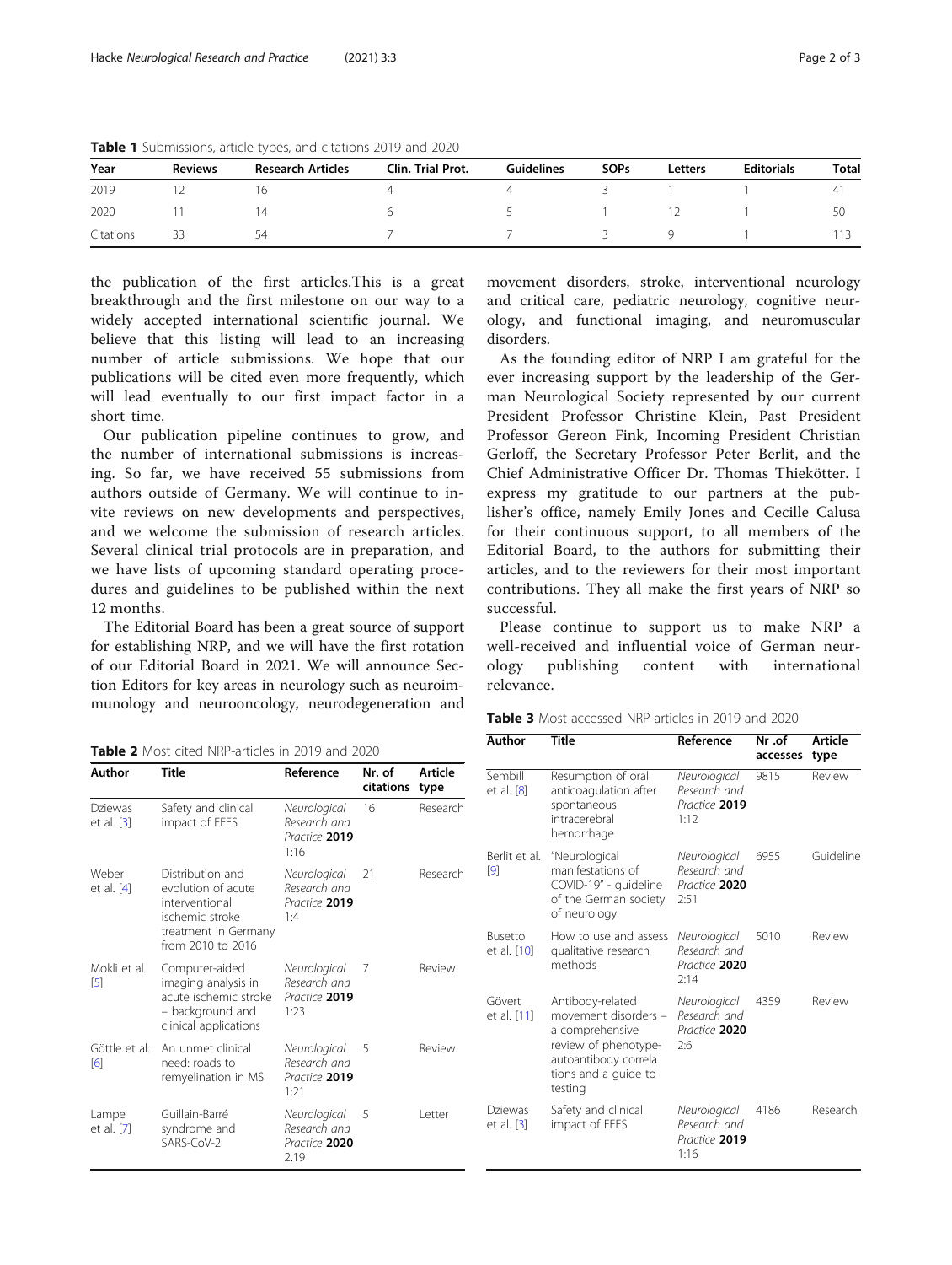**Table 1** Submissions, article types, and citations 2019 and 2020

| Year | Reviews | Research Articles | Clin. Trial Prot. | Guidelines | SOPs | Letters | Editorials | Total |
|---|---|---|---|---|---|---|---|---|
| 2019 | 12 | 16 | 4 | 4 | 3 | 1 | 1 | 41 |
| 2020 | 11 | 14 | 6 | 5 | 1 | 12 | 1 | 50 |
| Citations | 33 | 54 | 7 | 7 | 3 | 9 | 1 | 113 |

the publication of the first articles.This is a great breakthrough and the first milestone on our way to a widely accepted international scientific journal. We believe that this listing will lead to an increasing number of article submissions. We hope that our publications will be cited even more frequently, which will lead eventually to our first impact factor in a short time.

Our publication pipeline continues to grow, and the number of international submissions is increasing. So far, we have received 55 submissions from authors outside of Germany. We will continue to invite reviews on new developments and perspectives, and we welcome the submission of research articles. Several clinical trial protocols are in preparation, and we have lists of upcoming standard operating procedures and guidelines to be published within the next 12 months.

The Editorial Board has been a great source of support for establishing NRP, and we will have the first rotation of our Editorial Board in 2021. We will announce Section Editors for key areas in neurology such as neuroimmunology and neurooncology, neurodegeneration and movement disorders, stroke, interventional neurology and critical care, pediatric neurology, cognitive neurology, and functional imaging, and neuromuscular disorders.

As the founding editor of NRP I am grateful for the ever increasing support by the leadership of the German Neurological Society represented by our current President Professor Christine Klein, Past President Professor Gereon Fink, Incoming President Christian Gerloff, the Secretary Professor Peter Berlit, and the Chief Administrative Officer Dr. Thomas Thiekötter. I express my gratitude to our partners at the publisher's office, namely Emily Jones and Cecille Calusa for their continuous support, to all members of the Editorial Board, to the authors for submitting their articles, and to the reviewers for their most important contributions. They all make the first years of NRP so successful.

Please continue to support us to make NRP a well-received and influential voice of German neurology publishing content with international relevance.

**Table 2** Most cited NRP-articles in 2019 and 2020

| Author | Title | Reference | Nr. of citations | Article type |
|---|---|---|---|---|
| Dziewas et al. [3] | Safety and clinical impact of FEES | *Neurological Research and Practice* **2019** 1:16 | 16 | Research |
| Weber et al. [4] | Distribution and evolution of acute interventional ischemic stroke treatment in Germany from 2010 to 2016 | *Neurological Research and Practice* **2019** 1:4 | 21 | Research |
| Mokli et al. [5] | Computer-aided imaging analysis in acute ischemic stroke – background and clinical applications | *Neurological Research and Practice* **2019** 1:23 | 7 | Review |
| Göttle et al. [6] | An unmet clinical need: roads to remyelination in MS | *Neurological Research and Practice* **2019** 1:21 | 5 | Review |
| Lampe et al. [7] | Guillain-Barré syndrome and SARS-CoV-2 | *Neurological Research and Practice* **2020** 2.19 | 5 | Letter |

**Table 3** Most accessed NRP-articles in 2019 and 2020

| Author | Title | Reference | Nr .of accesses | Article type |
|---|---|---|---|---|
| Sembill et al. [8] | Resumption of oral anticoagulation after spontaneous intracerebral hemorrhage | *Neurological Research and Practice* **2019** 1:12 | 9815 | Review |
| Berlit et al. [9] | "Neurological manifestations of COVID-19" - guideline of the German society of neurology | *Neurological Research and Practice* **2020** 2:51 | 6955 | Guideline |
| Busetto et al. [10] | How to use and assess qualitative research methods | *Neurological Research and Practice* **2020** 2:14 | 5010 | Review |
| Gövert et al. [11] | Antibody-related movement disorders – a comprehensive review of phenotype-autoantibody correla tions and a guide to testing | *Neurological Research and Practice* **2020** 2:6 | 4359 | Review |
| Dziewas et al. [3] | Safety and clinical impact of FEES | *Neurological Research and Practice* **2019** 1:16 | 4186 | Research |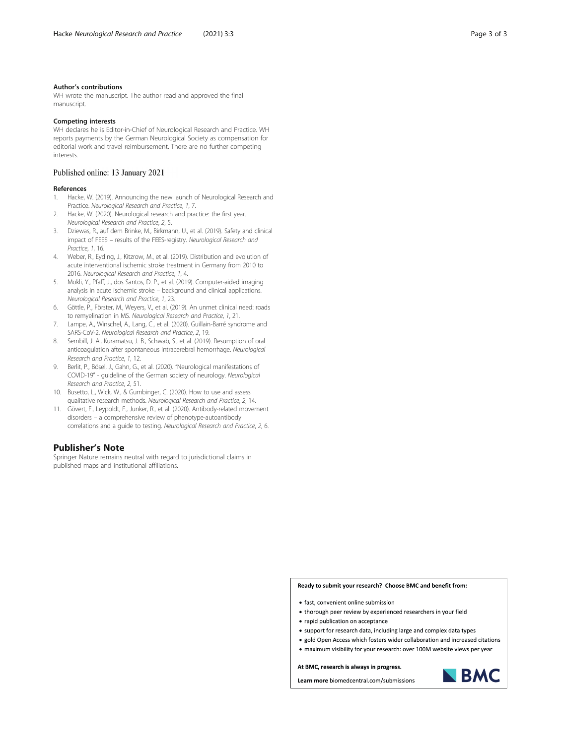#### Author's contributions

WH wrote the manuscript. The author read and approved the final manuscript.

#### Competing interests

WH declares he is Editor-in-Chief of Neurological Research and Practice. WH reports payments by the German Neurological Society as compensation for editorial work and travel reimbursement. There are no further competing interests.

Published online: 13 January 2021

#### References

1. Hacke, W. (2019). Announcing the new launch of Neurological Research and Practice. *Neurological Research and Practice*, *1*, 7.
2. Hacke, W. (2020). Neurological research and practice: the first year. *Neurological Research and Practice*, *2*, 5.
3. Dziewas, R., auf dem Brinke, M., Birkmann, U., et al. (2019). Safety and clinical impact of FEES – results of the FEES-registry. *Neurological Research and Practice*, *1*, 16.
4. Weber, R., Eyding, J., Kitzrow, M., et al. (2019). Distribution and evolution of acute interventional ischemic stroke treatment in Germany from 2010 to 2016. *Neurological Research and Practice*, *1*, 4.
5. Mokli, Y., Pfaff, J., dos Santos, D. P., et al. (2019). Computer-aided imaging analysis in acute ischemic stroke – background and clinical applications. *Neurological Research and Practice*, *1*, 23.
6. Göttle, P., Förster, M., Weyers, V., et al. (2019). An unmet clinical need: roads to remyelination in MS. *Neurological Research and Practice*, *1*, 21.
7. Lampe, A., Winschel, A., Lang, C., et al. (2020). Guillain-Barré syndrome and SARS-CoV-2. *Neurological Research and Practice*, *2*, 19.
8. Sembill, J. A., Kuramatsu, J. B., Schwab, S., et al. (2019). Resumption of oral anticoagulation after spontaneous intracerebral hemorrhage. *Neurological Research and Practice*, *1*, 12.
9. Berlit, P., Bösel, J., Gahn, G., et al. (2020). "Neurological manifestations of COVID-19" - guideline of the German society of neurology. *Neurological Research and Practice*, *2*, 51.
10. Busetto, L., Wick, W., & Gumbinger, C. (2020). How to use and assess qualitative research methods. *Neurological Research and Practice*, *2*, 14.
11. Gövert, F., Leypoldt, F., Junker, R., et al. (2020). Antibody-related movement disorders – a comprehensive review of phenotype-autoantibody correlations and a guide to testing. *Neurological Research and Practice*, *2*, 6.

## Publisher's Note

Springer Nature remains neutral with regard to jurisdictional claims in published maps and institutional affiliations.

**Ready to submit your research? Choose BMC and benefit from:**

- fast, convenient online submission
- thorough peer review by experienced researchers in your field
- rapid publication on acceptance
- support for research data, including large and complex data types
- gold Open Access which fosters wider collaboration and increased citations
- maximum visibility for your research: over 100M website views per year

**At BMC, research is always in progress.**

**Learn more** biomedcentral.com/submissions

BMC